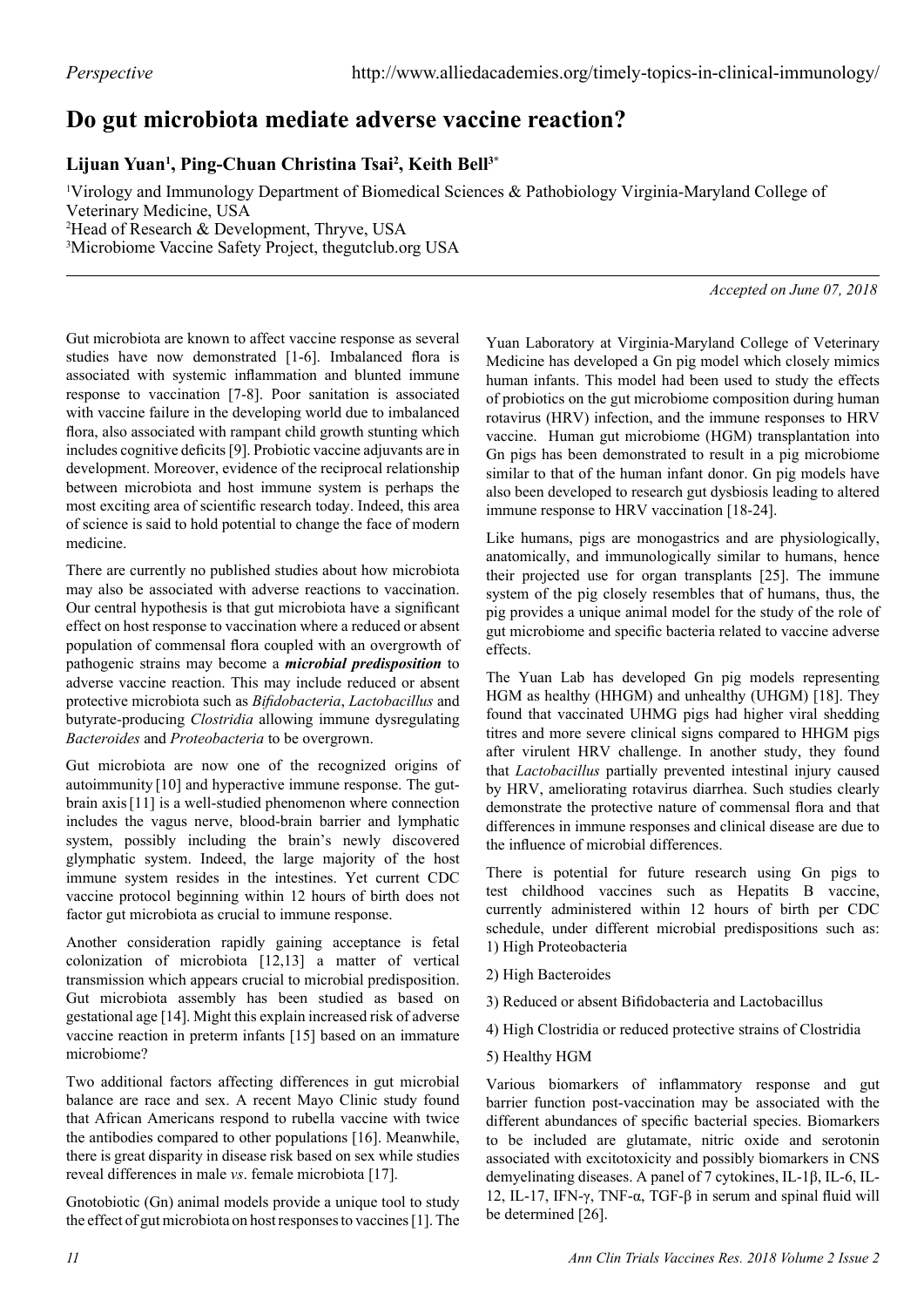*Perspective*

# Do gut microbiota mediate adverse vaccine reaction?

**Lijuan Yuan[1], Ping-Chuan Christina Tsai[2], Keith Bell[3*]**

[1]Virology and Immunology Department of Biomedical Sciences & Pathobiology Virginia-Maryland College of Veterinary Medicine, USA
[2]Head of Research & Development, Thryve, USA
[3]Microbiome Vaccine Safety Project, thegutclub.org USA

*Accepted on June 07, 2018*

Gut microbiota are known to affect vaccine response as several studies have now demonstrated [1-6]. Imbalanced flora is associated with systemic inflammation and blunted immune response to vaccination [7-8]. Poor sanitation is associated with vaccine failure in the developing world due to imbalanced flora, also associated with rampant child growth stunting which includes cognitive deficits [9]. Probiotic vaccine adjuvants are in development. Moreover, evidence of the reciprocal relationship between microbiota and host immune system is perhaps the most exciting area of scientific research today. Indeed, this area of science is said to hold potential to change the face of modern medicine.

There are currently no published studies about how microbiota may also be associated with adverse reactions to vaccination. Our central hypothesis is that gut microbiota have a significant effect on host response to vaccination where a reduced or absent population of commensal flora coupled with an overgrowth of pathogenic strains may become a ***microbial predisposition*** to adverse vaccine reaction. This may include reduced or absent protective microbiota such as *Bifidobacteria*, *Lactobacillus* and butyrate-producing *Clostridia* allowing immune dysregulating *Bacteroides* and *Proteobacteria* to be overgrown.

Gut microbiota are now one of the recognized origins of autoimmunity [10] and hyperactive immune response. The gut-brain axis [11] is a well-studied phenomenon where connection includes the vagus nerve, blood-brain barrier and lymphatic system, possibly including the brain's newly discovered glymphatic system. Indeed, the large majority of the host immune system resides in the intestines. Yet current CDC vaccine protocol beginning within 12 hours of birth does not factor gut microbiota as crucial to immune response.

Another consideration rapidly gaining acceptance is fetal colonization of microbiota [12,13] a matter of vertical transmission which appears crucial to microbial predisposition. Gut microbiota assembly has been studied as based on gestational age [14]. Might this explain increased risk of adverse vaccine reaction in preterm infants [15] based on an immature microbiome?

Two additional factors affecting differences in gut microbial balance are race and sex. A recent Mayo Clinic study found that African Americans respond to rubella vaccine with twice the antibodies compared to other populations [16]. Meanwhile, there is great disparity in disease risk based on sex while studies reveal differences in male *vs*. female microbiota [17].

Gnotobiotic (Gn) animal models provide a unique tool to study the effect of gut microbiota on host responses to vaccines [1]. The Yuan Laboratory at Virginia-Maryland College of Veterinary Medicine has developed a Gn pig model which closely mimics human infants. This model had been used to study the effects of probiotics on the gut microbiome composition during human rotavirus (HRV) infection, and the immune responses to HRV vaccine. Human gut microbiome (HGM) transplantation into Gn pigs has been demonstrated to result in a pig microbiome similar to that of the human infant donor. Gn pig models have also been developed to research gut dysbiosis leading to altered immune response to HRV vaccination [18-24].

Like humans, pigs are monogastrics and are physiologically, anatomically, and immunologically similar to humans, hence their projected use for organ transplants [25]. The immune system of the pig closely resembles that of humans, thus, the pig provides a unique animal model for the study of the role of gut microbiome and specific bacteria related to vaccine adverse effects.

The Yuan Lab has developed Gn pig models representing HGM as healthy (HHGM) and unhealthy (UHGM) [18]. They found that vaccinated UHMG pigs had higher viral shedding titres and more severe clinical signs compared to HHGM pigs after virulent HRV challenge. In another study, they found that *Lactobacillus* partially prevented intestinal injury caused by HRV, ameliorating rotavirus diarrhea. Such studies clearly demonstrate the protective nature of commensal flora and that differences in immune responses and clinical disease are due to the influence of microbial differences.

There is potential for future research using Gn pigs to test childhood vaccines such as Hepatits B vaccine, currently administered within 12 hours of birth per CDC schedule, under different microbial predispositions such as:

1) High Proteobacteria

2) High Bacteroides

3) Reduced or absent Bifidobacteria and Lactobacillus

4) High Clostridia or reduced protective strains of Clostridia

5) Healthy HGM

Various biomarkers of inflammatory response and gut barrier function post-vaccination may be associated with the different abundances of specific bacterial species. Biomarkers to be included are glutamate, nitric oxide and serotonin associated with excitotoxicity and possibly biomarkers in CNS demyelinating diseases. A panel of 7 cytokines, IL-1β, IL-6, IL-12, IL-17, IFN-γ, TNF-α, TGF-β in serum and spinal fluid will be determined [26].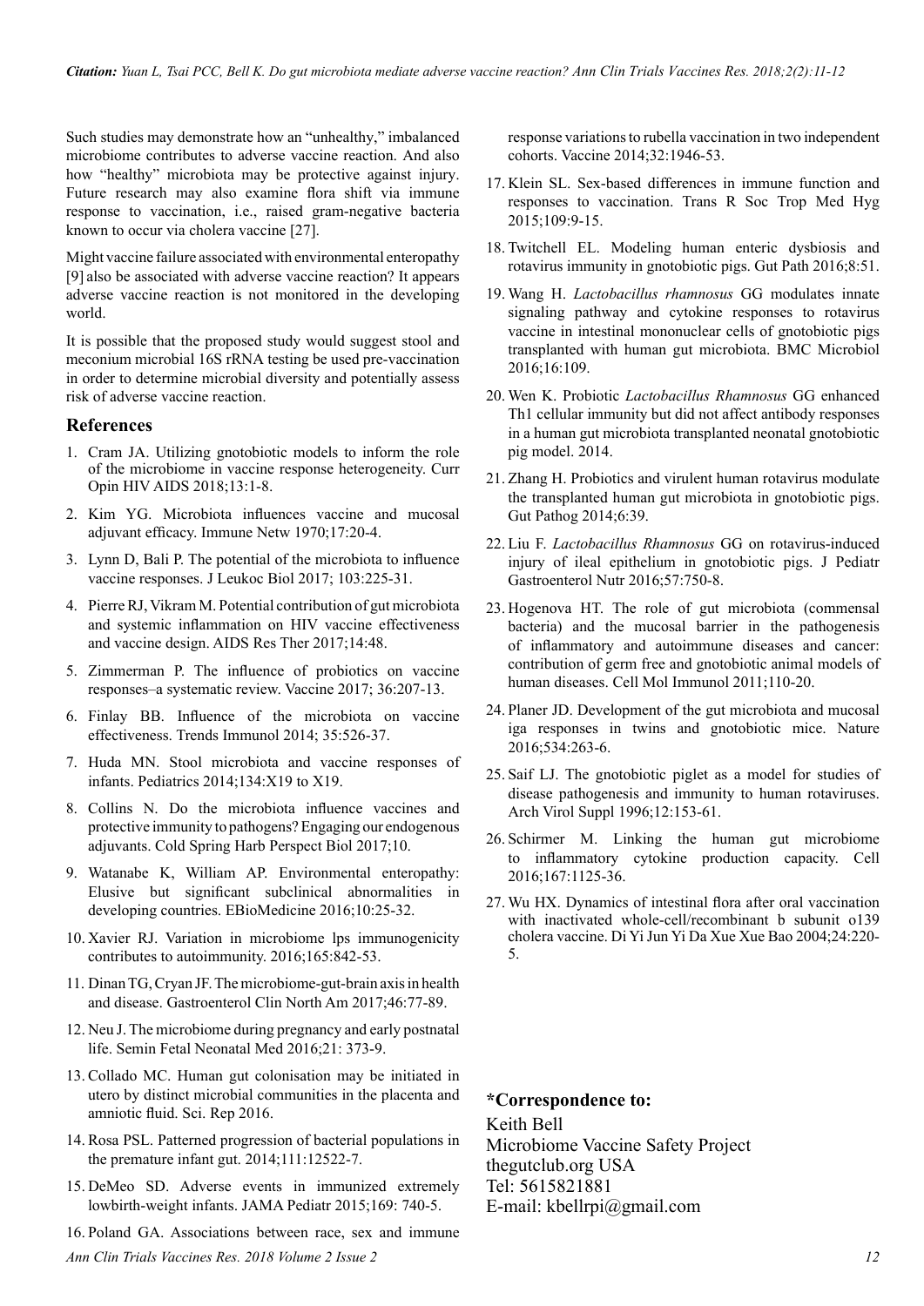Such studies may demonstrate how an "unhealthy," imbalanced microbiome contributes to adverse vaccine reaction. And also how "healthy" microbiota may be protective against injury. Future research may also examine flora shift via immune response to vaccination, i.e., raised gram-negative bacteria known to occur via cholera vaccine [27].

Might vaccine failure associated with environmental enteropathy [9] also be associated with adverse vaccine reaction? It appears adverse vaccine reaction is not monitored in the developing world.

It is possible that the proposed study would suggest stool and meconium microbial 16S rRNA testing be used pre-vaccination in order to determine microbial diversity and potentially assess risk of adverse vaccine reaction.

## References

1. Cram JA. Utilizing gnotobiotic models to inform the role of the microbiome in vaccine response heterogeneity. Curr Opin HIV AIDS 2018;13:1-8.
2. Kim YG. Microbiota influences vaccine and mucosal adjuvant efficacy. Immune Netw 1970;17:20-4.
3. Lynn D, Bali P. The potential of the microbiota to influence vaccine responses. J Leukoc Biol 2017; 103:225-31.
4. Pierre RJ, Vikram M. Potential contribution of gut microbiota and systemic inflammation on HIV vaccine effectiveness and vaccine design. AIDS Res Ther 2017;14:48.
5. Zimmerman P. The influence of probiotics on vaccine responses–a systematic review. Vaccine 2017; 36:207-13.
6. Finlay BB. Influence of the microbiota on vaccine effectiveness. Trends Immunol 2014; 35:526-37.
7. Huda MN. Stool microbiota and vaccine responses of infants. Pediatrics 2014;134:X19 to X19.
8. Collins N. Do the microbiota influence vaccines and protective immunity to pathogens? Engaging our endogenous adjuvants. Cold Spring Harb Perspect Biol 2017;10.
9. Watanabe K, William AP. Environmental enteropathy: Elusive but significant subclinical abnormalities in developing countries. EBioMedicine 2016;10:25-32.
10. Xavier RJ. Variation in microbiome lps immunogenicity contributes to autoimmunity. 2016;165:842-53.
11. Dinan TG, Cryan JF. The microbiome-gut-brain axis in health and disease. Gastroenterol Clin North Am 2017;46:77-89.
12. Neu J. The microbiome during pregnancy and early postnatal life. Semin Fetal Neonatal Med 2016;21: 373-9.
13. Collado MC. Human gut colonisation may be initiated in utero by distinct microbial communities in the placenta and amniotic fluid. Sci. Rep 2016.
14. Rosa PSL. Patterned progression of bacterial populations in the premature infant gut. 2014;111:12522-7.
15. DeMeo SD. Adverse events in immunized extremely lowbirth-weight infants. JAMA Pediatr 2015;169: 740-5.
16. Poland GA. Associations between race, sex and immune response variations to rubella vaccination in two independent cohorts. Vaccine 2014;32:1946-53.
17. Klein SL. Sex-based differences in immune function and responses to vaccination. Trans R Soc Trop Med Hyg 2015;109:9-15.
18. Twitchell EL. Modeling human enteric dysbiosis and rotavirus immunity in gnotobiotic pigs. Gut Path 2016;8:51.
19. Wang H. *Lactobacillus rhamnosus* GG modulates innate signaling pathway and cytokine responses to rotavirus vaccine in intestinal mononuclear cells of gnotobiotic pigs transplanted with human gut microbiota. BMC Microbiol 2016;16:109.
20. Wen K. Probiotic *Lactobacillus Rhamnosus* GG enhanced Th1 cellular immunity but did not affect antibody responses in a human gut microbiota transplanted neonatal gnotobiotic pig model. 2014.
21. Zhang H. Probiotics and virulent human rotavirus modulate the transplanted human gut microbiota in gnotobiotic pigs. Gut Pathog 2014;6:39.
22. Liu F. *Lactobacillus Rhamnosus* GG on rotavirus-induced injury of ileal epithelium in gnotobiotic pigs. J Pediatr Gastroenterol Nutr 2016;57:750-8.
23. Hogenova HT. The role of gut microbiota (commensal bacteria) and the mucosal barrier in the pathogenesis of inflammatory and autoimmune diseases and cancer: contribution of germ free and gnotobiotic animal models of human diseases. Cell Mol Immunol 2011;110-20.
24. Planer JD. Development of the gut microbiota and mucosal iga responses in twins and gnotobiotic mice. Nature 2016;534:263-6.
25. Saif LJ. The gnotobiotic piglet as a model for studies of disease pathogenesis and immunity to human rotaviruses. Arch Virol Suppl 1996;12:153-61.
26. Schirmer M. Linking the human gut microbiome to inflammatory cytokine production capacity. Cell 2016;167:1125-36.
27. Wu HX. Dynamics of intestinal flora after oral vaccination with inactivated whole-cell/recombinant b subunit o139 cholera vaccine. Di Yi Jun Yi Da Xue Xue Bao 2004;24:220-5.

**\*Correspondence to:**

Keith Bell
Microbiome Vaccine Safety Project
thegutclub.org USA
Tel: 5615821881
E-mail: kbellrpi@gmail.com